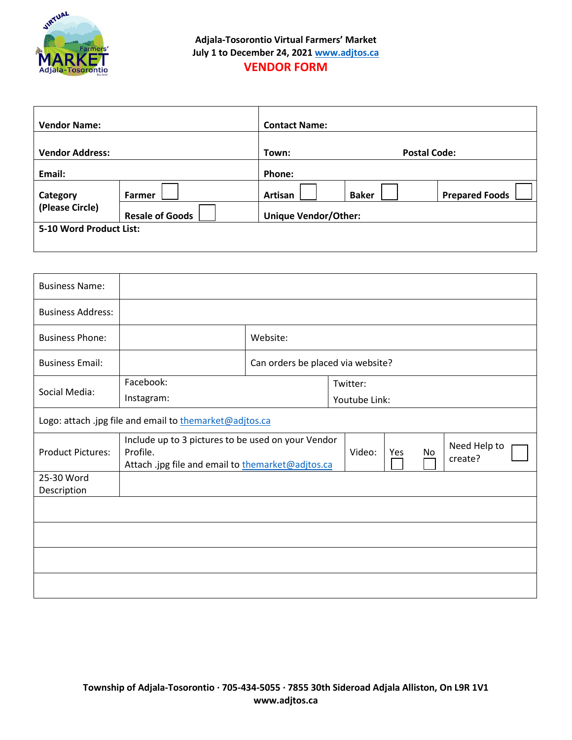**Adjala-Tosorontio Virtual Farmers' Market**
**July 1 to December 24, 2021 www.adjtos.ca**

# VENDOR FORM

| | | | | |
|---|---|---|---|---|
| **Vendor Name:** | | **Contact Name:** | | |
| **Vendor Address:** | | **Town:** | | **Postal Code:** |
| **Email:** | | **Phone:** | | |
| **Category (Please Circle)** | **Farmer** ☐ | **Artisan** ☐ | **Baker** ☐ | **Prepared Foods** ☐ |
| | **Resale of Goods** ☐ | **Unique Vendor/Other:** | | |
| **5-10 Word Product List:** | | | | |

| | | | | |
|---|---|---|---|---|
| Business Name: | | | | |
| Business Address: | | | | |
| Business Phone: | | Website: | | |
| Business Email: | | Can orders be placed via website? | | |
| Social Media: | Facebook: | | Twitter: | |
| | Instagram: | | Youtube Link: | |
| Logo: attach .jpg file and email to themarket@adjtos.ca | | | | |
| Product Pictures: | Include up to 3 pictures to be used on your Vendor Profile. Attach .jpg file and email to themarket@adjtos.ca | Video: | Yes ☐ No ☐ | Need Help to create? ☐ |
| 25-30 Word Description | | | | |
| | | | | |
| | | | | |
| | | | | |
| | | | | |

**Township of Adjala-Tosorontio · 705-434-5055 · 7855 30th Sideroad Adjala Alliston, On L9R 1V1**
**www.adjtos.ca**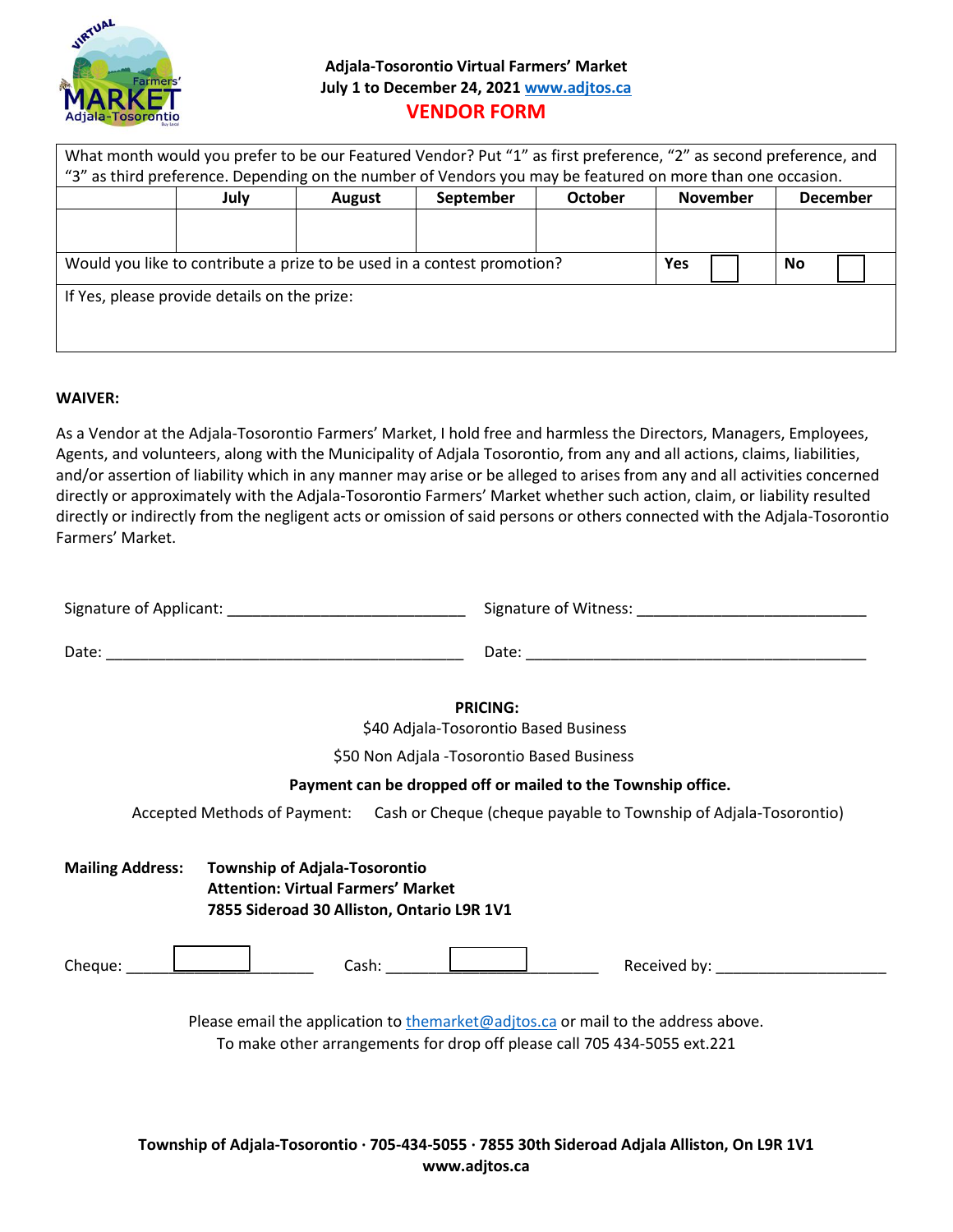**Adjala-Tosorontio Virtual Farmers' Market**
**July 1 to December 24, 2021 www.adjtos.ca**

# VENDOR FORM

What month would you prefer to be our Featured Vendor? Put "1" as first preference, "2" as second preference, and "3" as third preference. Depending on the number of Vendors you may be featured on more than one occasion.

| | July | August | September | October | November | December |
|---|---|---|---|---|---|---|
| | | | | | | |

Would you like to contribute a prize to be used in a contest promotion? **Yes** ☐ **No** ☐

If Yes, please provide details on the prize:

**WAIVER:**

As a Vendor at the Adjala-Tosorontio Farmers' Market, I hold free and harmless the Directors, Managers, Employees, Agents, and volunteers, along with the Municipality of Adjala Tosorontio, from any and all actions, claims, liabilities, and/or assertion of liability which in any manner may arise or be alleged to arises from any and all activities concerned directly or approximately with the Adjala-Tosorontio Farmers' Market whether such action, claim, or liability resulted directly or indirectly from the negligent acts or omission of said persons or others connected with the Adjala-Tosorontio Farmers' Market.

Signature of Applicant: ____________________________ Signature of Witness: ____________________________

Date: ____________________________ Date: ____________________________

**PRICING:**

$40 Adjala-Tosorontio Based Business

$50 Non Adjala -Tosorontio Based Business

**Payment can be dropped off or mailed to the Township office.**

Accepted Methods of Payment: Cash or Cheque (cheque payable to Township of Adjala-Tosorontio)

**Mailing Address:** **Township of Adjala-Tosorontio**
**Attention: Virtual Farmers' Market**
**7855 Sideroad 30 Alliston, Ontario L9R 1V1**

Cheque: ☐ ____________ Cash: ☐ ____________ Received by: ____________________

Please email the application to themarket@adjtos.ca or mail to the address above.
To make other arrangements for drop off please call 705 434-5055 ext.221

**Township of Adjala-Tosorontio · 705-434-5055 · 7855 30th Sideroad Adjala Alliston, On L9R 1V1**
**www.adjtos.ca**